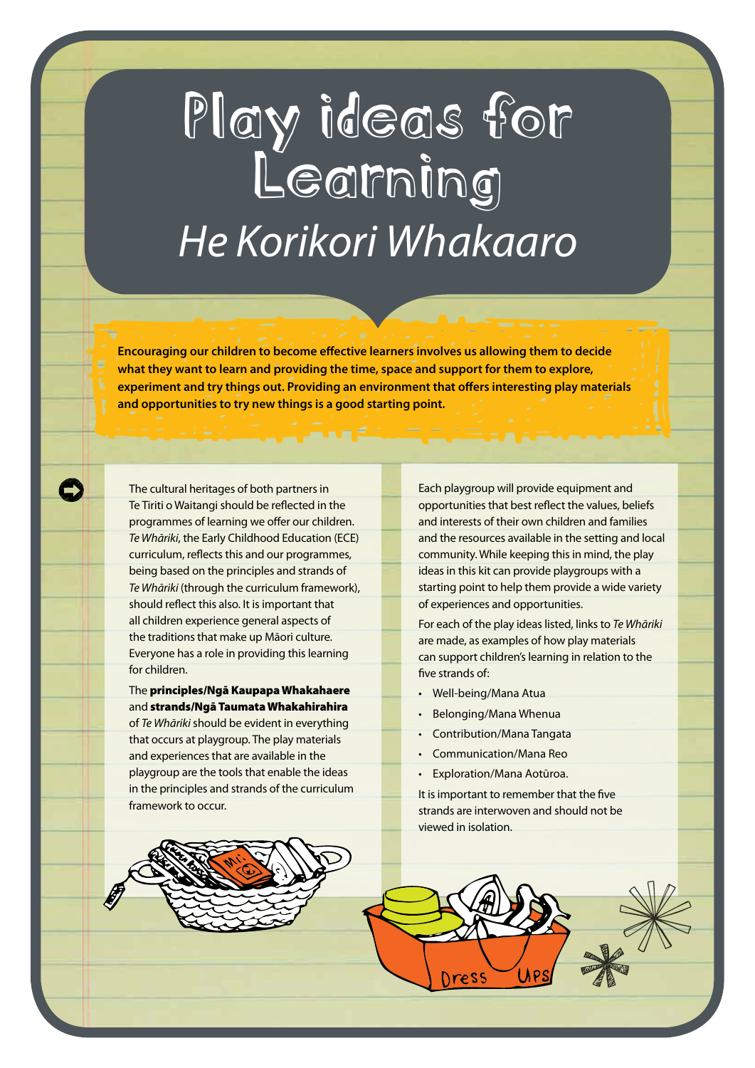# Play ideas for Learning

## *He Korikori Whakaaro*

**Encouraging our children to become effective learners involves us allowing them to decide what they want to learn and providing the time, space and support for them to explore, experiment and try things out. Providing an environment that offers interesting play materials and opportunities to try new things is a good starting point.**

The cultural heritages of both partners in Te Tiriti o Waitangi should be reflected in the programmes of learning we offer our children. *Te Whāriki*, the Early Childhood Education (ECE) curriculum, reflects this and our programmes, being based on the principles and strands of *Te Whāriki* (through the curriculum framework), should reflect this also. It is important that all children experience general aspects of the traditions that make up Māori culture. Everyone has a role in providing this learning for children.

The **principles/Ngā Kaupapa Whakahaere** and **strands/Ngā Taumata Whakahirahira** of *Te Whāriki* should be evident in everything that occurs at playgroup. The play materials and experiences that are available in the playgroup are the tools that enable the ideas in the principles and strands of the curriculum framework to occur.

Each playgroup will provide equipment and opportunities that best reflect the values, beliefs and interests of their own children and families and the resources available in the setting and local community. While keeping this in mind, the play ideas in this kit can provide playgroups with a starting point to help them provide a wide variety of experiences and opportunities.

For each of the play ideas listed, links to *Te Whāriki* are made, as examples of how play materials can support children's learning in relation to the five strands of:

- Well-being/Mana Atua
- Belonging/Mana Whenua
- Contribution/Mana Tangata
- Communication/Mana Reo
- Exploration/Mana Aotūroa.

It is important to remember that the five strands are interwoven and should not be viewed in isolation.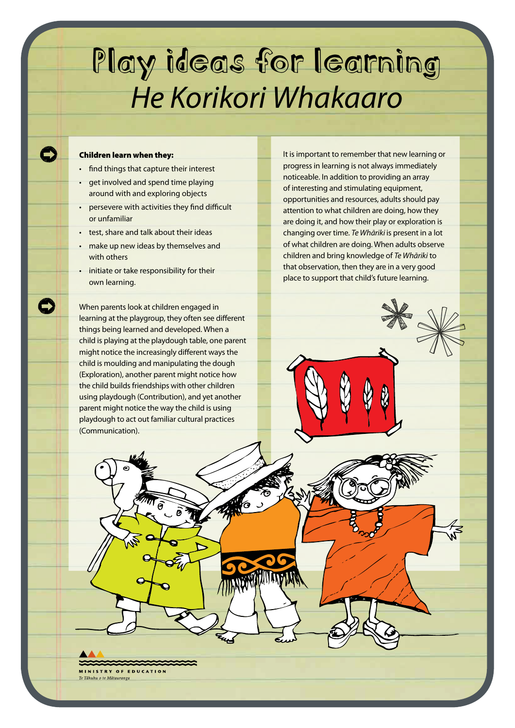# Play ideas for learning
## *He Korikori Whakaaro*

**Children learn when they:**

- find things that capture their interest
- get involved and spend time playing around with and exploring objects
- persevere with activities they find difficult or unfamiliar
- test, share and talk about their ideas
- make up new ideas by themselves and with others
- initiate or take responsibility for their own learning.

When parents look at children engaged in learning at the playgroup, they often see different things being learned and developed. When a child is playing at the playdough table, one parent might notice the increasingly different ways the child is moulding and manipulating the dough (Exploration), another parent might notice how the child builds friendships with other children using playdough (Contribution), and yet another parent might notice the way the child is using playdough to act out familiar cultural practices (Communication).

It is important to remember that new learning or progress in learning is not always immediately noticeable. In addition to providing an array of interesting and stimulating equipment, opportunities and resources, adults should pay attention to what children are doing, how they are doing it, and how their play or exploration is changing over time. *Te Whāriki* is present in a lot of what children are doing. When adults observe children and bring knowledge of *Te Whāriki* to that observation, then they are in a very good place to support that child's future learning.

MINISTRY OF EDUCATION
*Te Tāhuhu o te Mātauranga*